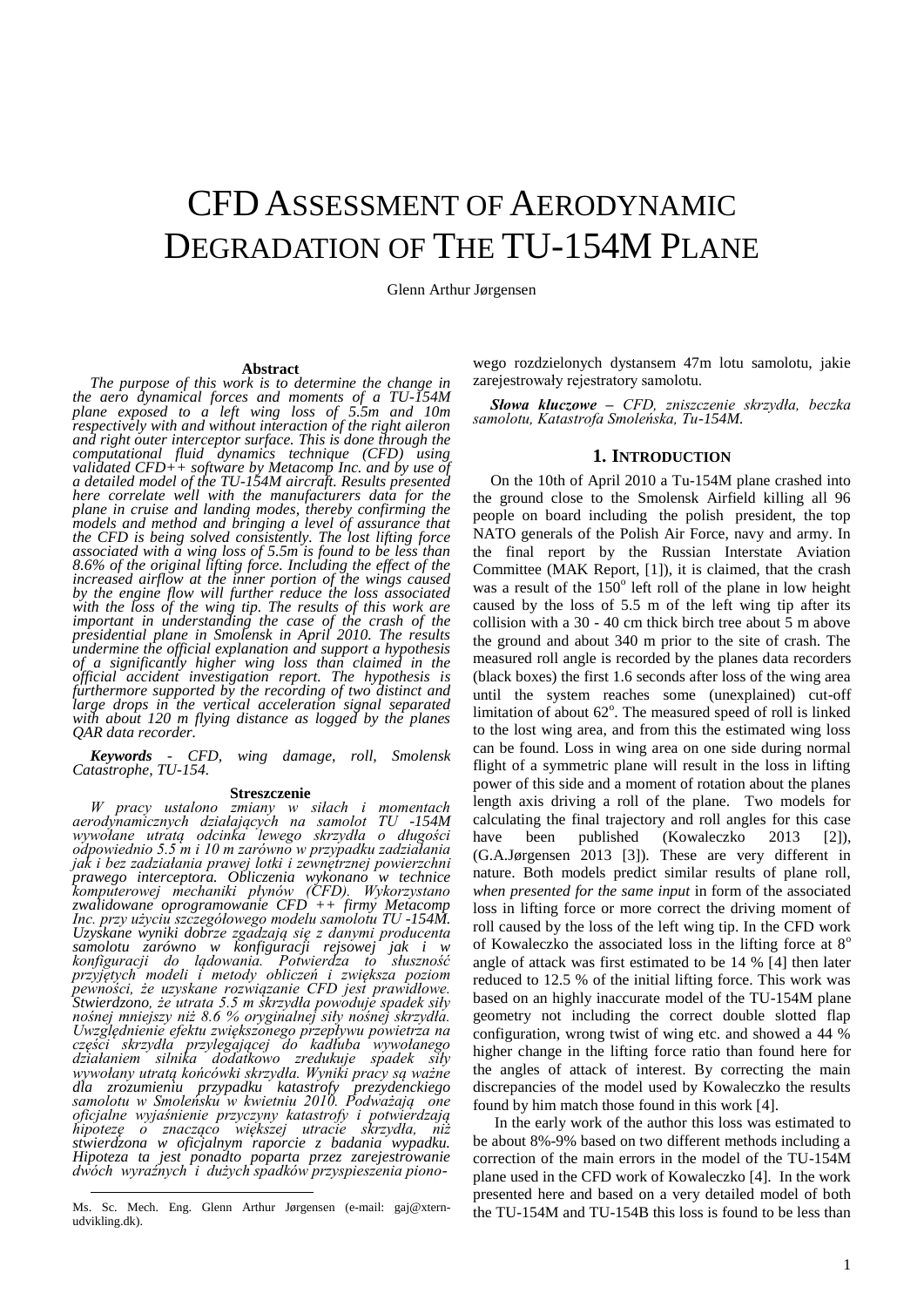# CFD Assessment of Aerodynamic Degradation of The TU-154M Plane

Glenn Arthur Jørgensen

**Abstract**

*The purpose of this work is to determine the change in the aero dynamical forces and moments of a TU-154M plane exposed to a left wing loss of 5.5m and 10m respectively with and without interaction of the right aileron and right outer interceptor surface. This is done through the computational fluid dynamics technique (CFD) using validated CFD++ software by Metacomp Inc. and by use of a detailed model of the TU-154M aircraft. Results presented here correlate well with the manufacturers data for the plane in cruise and landing modes, thereby confirming the models and method and bringing a level of assurance that the CFD is being solved consistently. The lost lifting force associated with a wing loss of 5.5m is found to be less than 8.6% of the original lifting force. Including the effect of the increased airflow at the inner portion of the wings caused by the engine flow will further reduce the loss associated with the loss of the wing tip. The results of this work are important in understanding the case of the crash of the presidential plane in Smolensk in April 2010. The results undermine the official explanation and support a hypothesis of a significantly higher wing loss than claimed in the official accident investigation report. The hypothesis is furthermore supported by the recording of two distinct and large drops in the vertical acceleration signal separated with about 120 m flying distance as logged by the planes QAR data recorder.*

***Keywords*** *- CFD, wing damage, roll, Smolensk Catastrophe, TU-154.*

**Streszczenie**

*W pracy ustalono zmiany w siłach i momentach aerodynamicznych działających na samolot TU -154M wywołane utratą odcinka lewego skrzydła o długości odpowiednio 5.5 m i 10 m zarówno w przypadku zadziałania jak i bez zadziałania prawej lotki i zewnętrznej powierzchni prawego interceptora. Obliczenia wykonano w technice komputerowej mechaniki płynów (CFD). Wykorzystano zwalidowane oprogramowanie CFD ++ firmy Metacomp Inc. przy użyciu szczegółowego modelu samolotu TU -154M. Uzyskane wyniki dobrze zgadzają się z danymi producenta samolotu zarówno w konfiguracji rejsowej jak i w konfiguracji do lądowania. Potwierdza to słuszność przyjętych modeli i metody obliczeń i zwiększa poziom pewności, że uzyskane rozwiązanie CFD jest prawidłowe. Stwierdzono, że utrata 5.5 m skrzydła powoduje spadek siły nośnej mniejszy niż 8.6 % oryginalnej siły nośnej skrzydła. Uwzględnienie efektu zwiększonego przepływu powietrza na części skrzydła przylegającej do kadłuba wywołanego działaniem silnika dodatkowo zredukuje spadek siły wywołany utratą końcówki skrzydła. Wyniki pracy są ważne dla zrozumieniu przypadku katastrofy prezydenckiego samolotu w Smoleńsku w kwietniu 2010. Podważają one oficjalne wyjaśnienie przyczyny katastrofy i potwierdzają hipotezę o znacząco większej utracie skrzydła, niż stwierdzona w oficjalnym raporcie z badania wypadku. Hipoteza ta jest ponadto poparta przez zarejestrowanie dwóch wyraźnych i dużych spadków przyspieszenia pionowego rozdzielonych dystansem 47m lotu samolotu, jakie zarejestrowały rejestratory samolotu.*

***Słowa kluczowe*** *– CFD, zniszczenie skrzydła, beczka samolotu, Katastrofa Smoleńska, Tu-154M.*

## 1. Introduction

On the 10th of April 2010 a Tu-154M plane crashed into the ground close to the Smolensk Airfield killing all 96 people on board including the polish president, the top NATO generals of the Polish Air Force, navy and army. In the final report by the Russian Interstate Aviation Committee (MAK Report, [1]), it is claimed, that the crash was a result of the $150^o$ left roll of the plane in low height caused by the loss of 5.5 m of the left wing tip after its collision with a 30 - 40 cm thick birch tree about 5 m above the ground and about 340 m prior to the site of crash. The measured roll angle is recorded by the planes data recorders (black boxes) the first 1.6 seconds after loss of the wing area until the system reaches some (unexplained) cut-off limitation of about $62^o$. The measured speed of roll is linked to the lost wing area, and from this the estimated wing loss can be found. Loss in wing area on one side during normal flight of a symmetric plane will result in the loss in lifting power of this side and a moment of rotation about the planes length axis driving a roll of the plane. Two models for calculating the final trajectory and roll angles for this case have been published (Kowaleczko 2013 [2]), (G.A.Jørgensen 2013 [3]). These are very different in nature. Both models predict similar results of plane roll, *when presented for the same input* in form of the associated loss in lifting force or more correct the driving moment of roll caused by the loss of the left wing tip. In the CFD work of Kowaleczko the associated loss in the lifting force at $8^o$ angle of attack was first estimated to be 14 % [4] then later reduced to 12.5 % of the initial lifting force. This work was based on an highly inaccurate model of the TU-154M plane geometry not including the correct double slotted flap configuration, wrong twist of wing etc. and showed a 44 % higher change in the lifting force ratio than found here for the angles of attack of interest. By correcting the main discrepancies of the model used by Kowaleczko the results found by him match those found in this work [4].

In the early work of the author this loss was estimated to be about 8%-9% based on two different methods including a correction of the main errors in the model of the TU-154M plane used in the CFD work of Kowaleczko [4]. In the work presented here and based on a very detailed model of both the TU-154M and TU-154B this loss is found to be less than

---

Ms. Sc. Mech. Eng. Glenn Arthur Jørgensen (e-mail: gaj@xtern-udvikling.dk).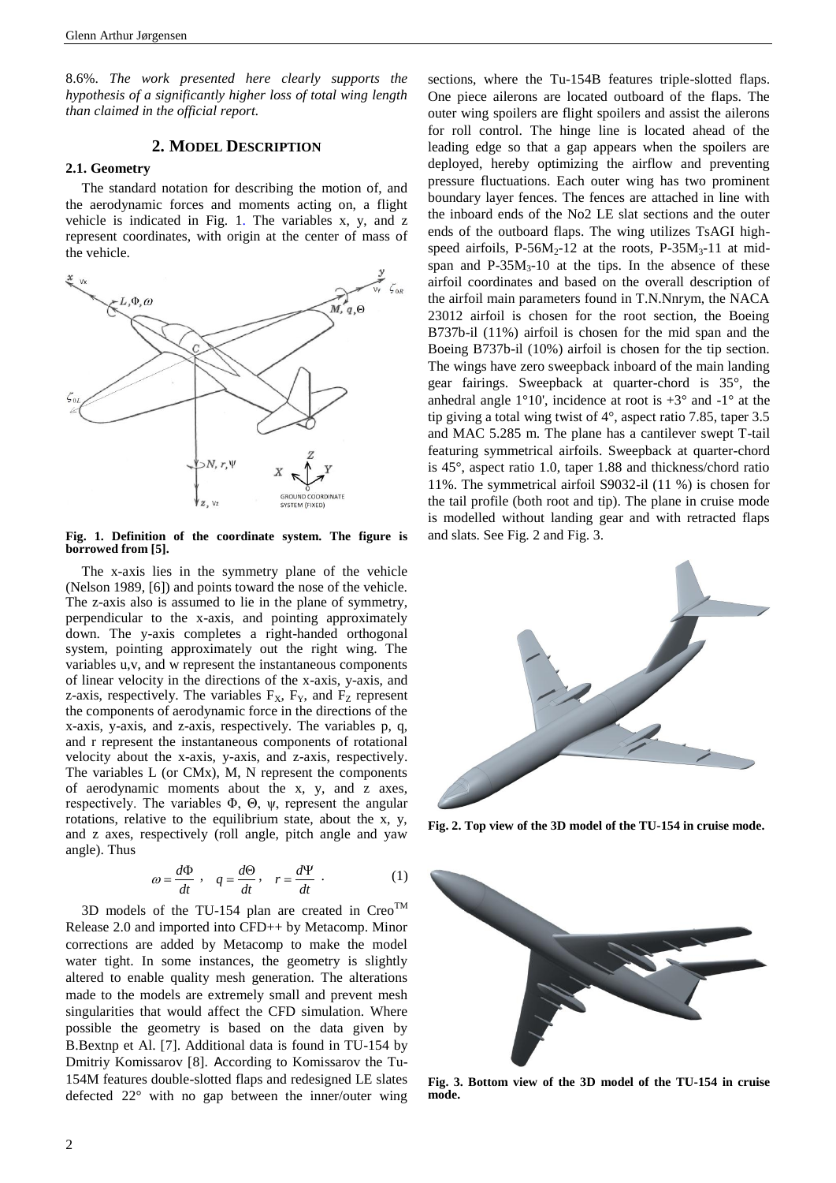8.6%. *The work presented here clearly supports the hypothesis of a significantly higher loss of total wing length than claimed in the official report.*

## 2. Model Description

### 2.1. Geometry

The standard notation for describing the motion of, and the aerodynamic forces and moments acting on, a flight vehicle is indicated in Fig. 1. The variables x, y, and z represent coordinates, with origin at the center of mass of the vehicle.

**Fig. 1. Definition of the coordinate system. The figure is borrowed from [5].**

The x-axis lies in the symmetry plane of the vehicle (Nelson 1989, [6]) and points toward the nose of the vehicle. The z-axis also is assumed to lie in the plane of symmetry, perpendicular to the x-axis, and pointing approximately down. The y-axis completes a right-handed orthogonal system, pointing approximately out the right wing. The variables u,v, and w represent the instantaneous components of linear velocity in the directions of the x-axis, y-axis, and z-axis, respectively. The variables $F_X$, $F_Y$, and $F_Z$ represent the components of aerodynamic force in the directions of the x-axis, y-axis, and z-axis, respectively. The variables p, q, and r represent the instantaneous components of rotational velocity about the x-axis, y-axis, and z-axis, respectively. The variables L (or CMx), M, N represent the components of aerodynamic moments about the x, y, and z axes, respectively. The variables $\Phi$, $\Theta$, $\psi$, represent the angular rotations, relative to the equilibrium state, about the x, y, and z axes, respectively (roll angle, pitch angle and yaw angle). Thus

$$\omega = \frac{d\Phi}{dt}, \quad q = \frac{d\Theta}{dt}, \quad r = \frac{d\Psi}{dt} \quad . \tag{1}$$

3D models of the TU-154 plan are created in Creo™ Release 2.0 and imported into CFD++ by Metacomp. Minor corrections are added by Metacomp to make the model water tight. In some instances, the geometry is slightly altered to enable quality mesh generation. The alterations made to the models are extremely small and prevent mesh singularities that would affect the CFD simulation. Where possible the geometry is based on the data given by B.Bextnp et Al. [7]. Additional data is found in TU-154 by Dmitriy Komissarov [8]. According to Komissarov the Tu-154M features double-slotted flaps and redesigned LE slates defected 22° with no gap between the inner/outer wing sections, where the Tu-154B features triple-slotted flaps. One piece ailerons are located outboard of the flaps. The outer wing spoilers are flight spoilers and assist the ailerons for roll control. The hinge line is located ahead of the leading edge so that a gap appears when the spoilers are deployed, hereby optimizing the airflow and preventing pressure fluctuations. Each outer wing has two prominent boundary layer fences. The fences are attached in line with the inboard ends of the No2 LE slat sections and the outer ends of the outboard flaps. The wing utilizes TsAGI high-speed airfoils, P-56$M_2$-12 at the roots, P-35$M_3$-11 at mid-span and P-35$M_3$-10 at the tips. In the absence of these airfoil coordinates and based on the overall description of the airfoil main parameters found in T.N.Nnrym, the NACA 23012 airfoil is chosen for the root section, the Boeing B737b-il (11%) airfoil is chosen for the mid span and the Boeing B737b-il (10%) airfoil is chosen for the tip section. The wings have zero sweepback inboard of the main landing gear fairings. Sweepback at quarter-chord is 35°, the anhedral angle 1°10', incidence at root is +3° and -1° at the tip giving a total wing twist of 4°, aspect ratio 7.85, taper 3.5 and MAC 5.285 m. The plane has a cantilever swept T-tail featuring symmetrical airfoils. Sweepback at quarter-chord is 45°, aspect ratio 1.0, taper 1.88 and thickness/chord ratio 11%. The symmetrical airfoil S9032-il (11 %) is chosen for the tail profile (both root and tip). The plane in cruise mode is modelled without landing gear and with retracted flaps and slats. See Fig. 2 and Fig. 3.

**Fig. 2. Top view of the 3D model of the TU-154 in cruise mode.**

**Fig. 3. Bottom view of the 3D model of the TU-154 in cruise mode.**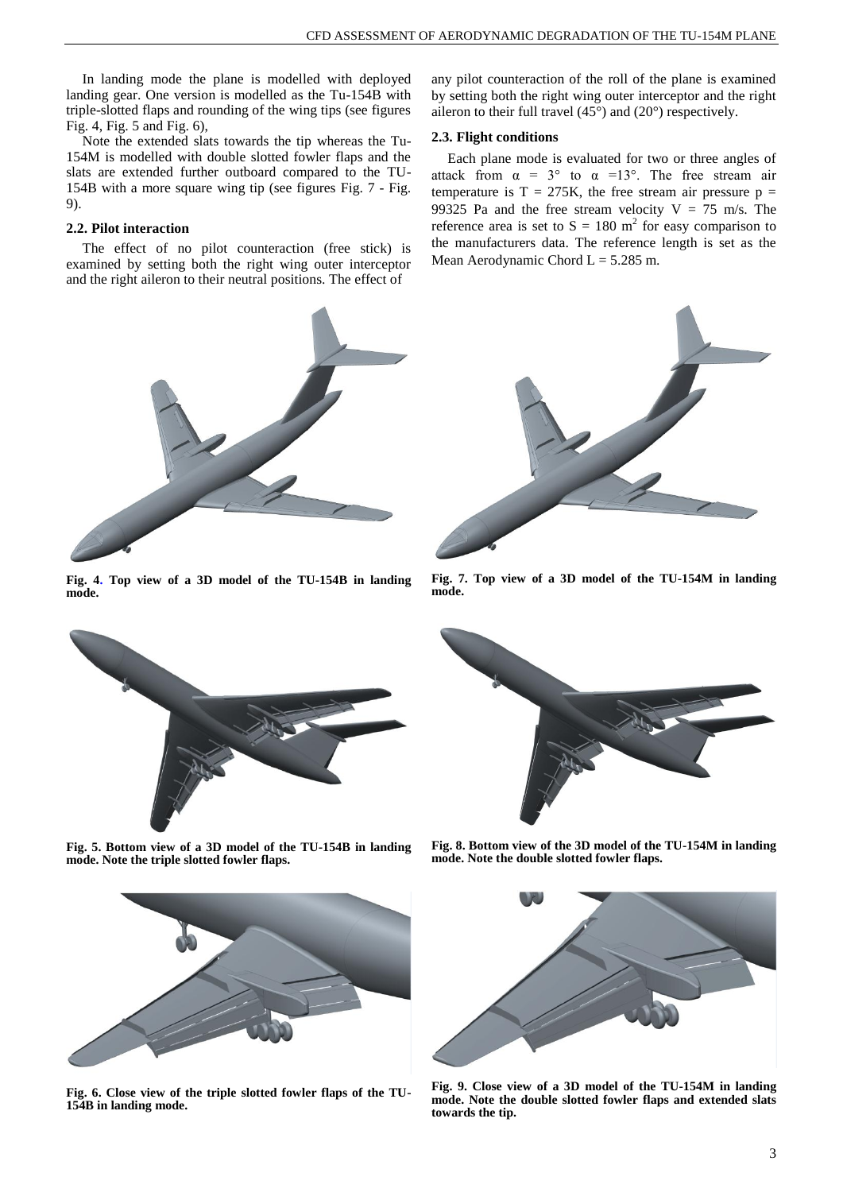In landing mode the plane is modelled with deployed landing gear. One version is modelled as the Tu-154B with triple-slotted flaps and rounding of the wing tips (see figures Fig. 4, Fig. 5 and Fig. 6),

Note the extended slats towards the tip whereas the Tu-154M is modelled with double slotted fowler flaps and the slats are extended further outboard compared to the TU-154B with a more square wing tip (see figures Fig. 7 - Fig. 9).

### 2.2. Pilot interaction

The effect of no pilot counteraction (free stick) is examined by setting both the right wing outer interceptor and the right aileron to their neutral positions. The effect of any pilot counteraction of the roll of the plane is examined by setting both the right wing outer interceptor and the right aileron to their full travel (45°) and (20°) respectively.

### 2.3. Flight conditions

Each plane mode is evaluated for two or three angles of attack from $\alpha = 3°$ to $\alpha = 13°$. The free stream air temperature is $T = 275$K, the free stream air pressure $p = 99325$ Pa and the free stream velocity $V = 75$ m/s. The reference area is set to $S = 180$ m$^2$ for easy comparison to the manufacturers data. The reference length is set as the Mean Aerodynamic Chord $L = 5.285$ m.

**Fig. 4. Top view of a 3D model of the TU-154B in landing mode.**

**Fig. 5. Bottom view of a 3D model of the TU-154B in landing mode. Note the triple slotted fowler flaps.**

**Fig. 6. Close view of the triple slotted fowler flaps of the TU-154B in landing mode.**

**Fig. 7. Top view of a 3D model of the TU-154M in landing mode.**

**Fig. 8. Bottom view of the 3D model of the TU-154M in landing mode. Note the double slotted fowler flaps.**

**Fig. 9. Close view of a 3D model of the TU-154M in landing mode. Note the double slotted fowler flaps and extended slats towards the tip.**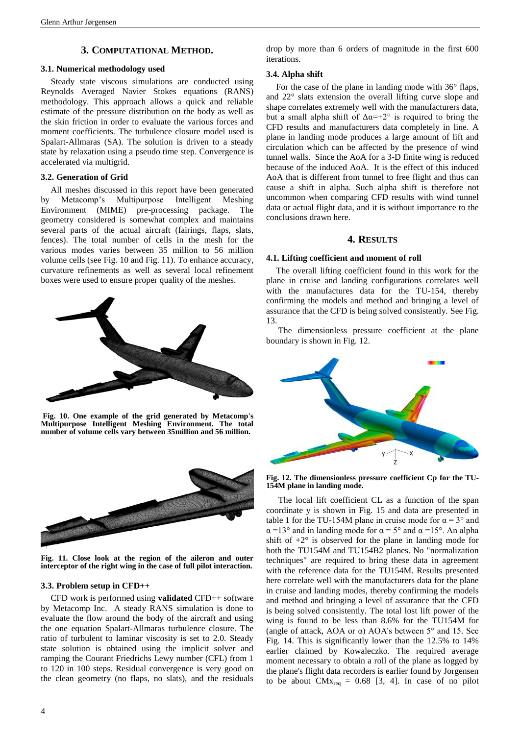## 3. COMPUTATIONAL METHOD.

### 3.1. Numerical methodology used

Steady state viscous simulations are conducted using Reynolds Averaged Navier Stokes equations (RANS) methodology. This approach allows a quick and reliable estimate of the pressure distribution on the body as well as the skin friction in order to evaluate the various forces and moment coefficients. The turbulence closure model used is Spalart-Allmaras (SA). The solution is driven to a steady state by relaxation using a pseudo time step. Convergence is accelerated via multigrid.

### 3.2. Generation of Grid

All meshes discussed in this report have been generated by Metacomp's Multipurpose Intelligent Meshing Environment (MIME) pre-processing package. The geometry considered is somewhat complex and maintains several parts of the actual aircraft (fairings, flaps, slats, fences). The total number of cells in the mesh for the various modes varies between 35 million to 56 million volume cells (see Fig. 10 and Fig. 11). To enhance accuracy, curvature refinements as well as several local refinement boxes were used to ensure proper quality of the meshes.

**Fig. 10. One example of the grid generated by Metacomp's Multipurpose Intelligent Meshing Environment. The total number of volume cells vary between 35million and 56 million.**

**Fig. 11. Close look at the region of the aileron and outer interceptor of the right wing in the case of full pilot interaction.**

### 3.3. Problem setup in CFD++

CFD work is performed using **validated** CFD++ software by Metacomp Inc. A steady RANS simulation is done to evaluate the flow around the body of the aircraft and using the implicit solver and using the one equation Spalart-Allmaras turbulence closure. The ratio of turbulent to laminar viscosity is set to 2.0. Steady state solution is obtained using the implicit solver and ramping the Courant Friedrichs Lewy number (CFL) from 1 to 120 in 100 steps. Residual convergence is very good on the clean geometry (no flaps, no slats), and the residuals drop by more than 6 orders of magnitude in the first 600 iterations.

### 3.4. Alpha shift

For the case of the plane in landing mode with 36° flaps, and 22° slats extension the overall lifting curve slope and shape correlates extremely well with the manufacturers data, but a small alpha shift of $\Delta\alpha$=+2° is required to bring the CFD results and manufacturers data completely in line. A plane in landing mode produces a large amount of lift and circulation which can be affected by the presence of wind tunnel walls. Since the AoA for a 3-D finite wing is reduced because of the induced AoA. It is the effect of this induced AoA that is different from tunnel to free flight and thus can cause a shift in alpha. Such alpha shift is therefore not uncommon when comparing CFD results with wind tunnel data or actual flight data, and it is without importance to the conclusions drawn here.

## 4. RESULTS

### 4.1. Lifting coefficient and moment of roll

The overall lifting coefficient found in this work for the plane in cruise and landing configurations correlates well with the manufactures data for the TU-154, thereby confirming the models and method and bringing a level of assurance that the CFD is being solved consistently. See Fig. 13.

The dimensionless pressure coefficient at the plane boundary is shown in Fig. 12.

**Fig. 12. The dimensionless pressure coefficient Cp for the TU-154M plane in landing mode.**

The local lift coefficient CL as a function of the span coordinate y is shown in Fig. 15 and data are presented in table 1 for the TU-154M plane in cruise mode for $\alpha$ = 3° and $\alpha$ =13° and in landing mode for $\alpha$ = 5° and $\alpha$ =15°. An alpha shift of +2° is observed for the plane in landing mode for both the TU154M and TU154B2 planes. No "normalization techniques" are required to bring these data in agreement with the reference data for the TU154M. Results presented here correlate well with the manufacturers data for the plane in cruise and landing modes, thereby confirming the models and method and bringing a level of assurance that the CFD is being solved consistently. The total lost lift power of the wing is found to be less than 8.6% for the TU154M for (angle of attack, AOA or $\alpha$) AOA's between 5° and 15. See Fig. 14. This is significantly lower than the 12.5% to 14% earlier claimed by Kowaleczko. The required average moment necessary to obtain a roll of the plane as logged by the plane's flight data recorders is earlier found by Jorgensen to be about $CMx_{req}$ = 0.68 [3, 4]. In case of no pilot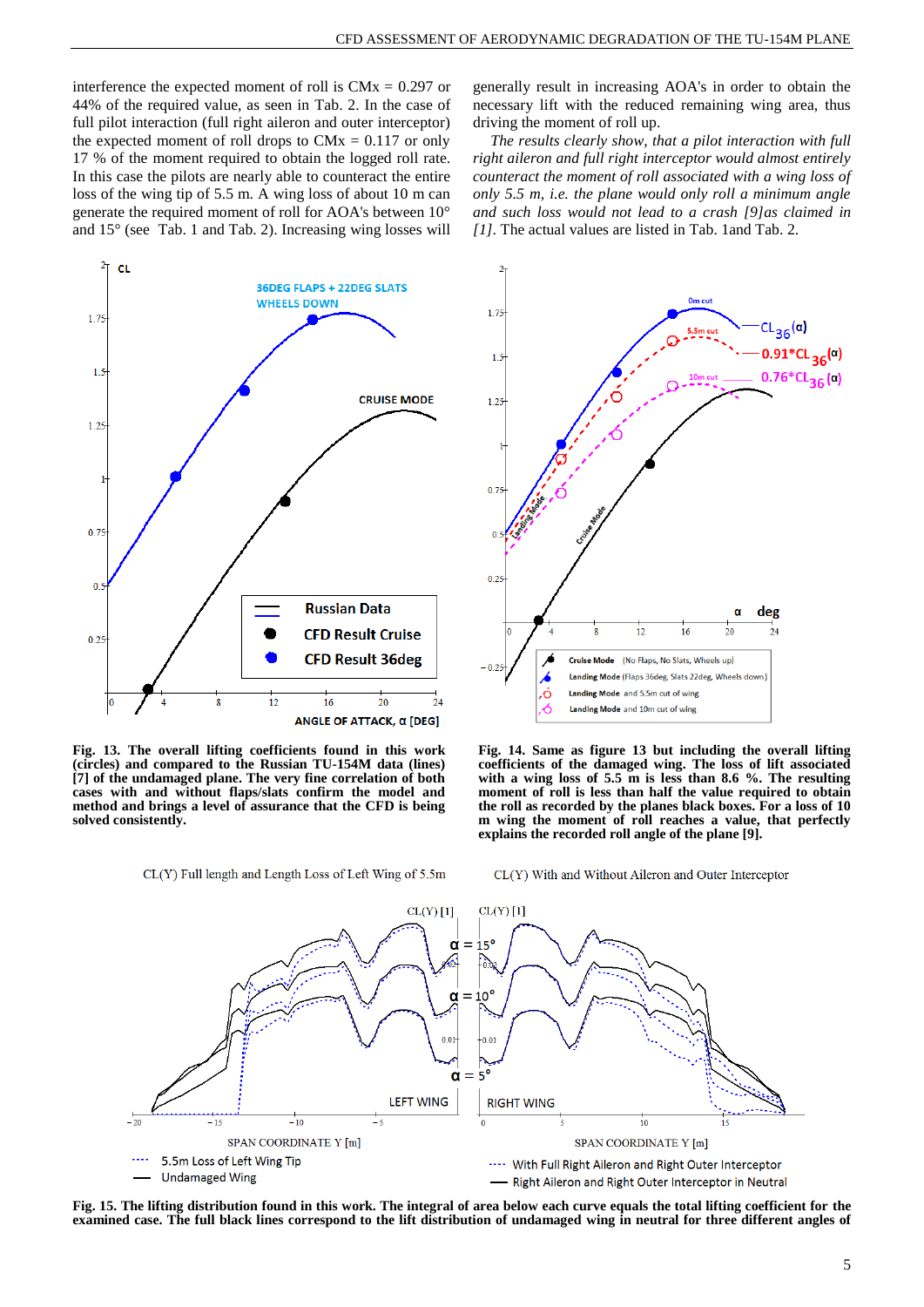interference the expected moment of roll is CMx = 0.297 or 44% of the required value, as seen in Tab. 2. In the case of full pilot interaction (full right aileron and outer interceptor) the expected moment of roll drops to CMx = 0.117 or only 17 % of the moment required to obtain the logged roll rate. In this case the pilots are nearly able to counteract the entire loss of the wing tip of 5.5 m. A wing loss of about 10 m can generate the required moment of roll for AOA's between 10° and 15° (see Tab. 1 and Tab. 2). Increasing wing losses will generally result in increasing AOA's in order to obtain the necessary lift with the reduced remaining wing area, thus driving the moment of roll up.

*The results clearly show, that a pilot interaction with full right aileron and full right interceptor would almost entirely counteract the moment of roll associated with a wing loss of only 5.5 m, i.e. the plane would only roll a minimum angle and such loss would not lead to a crash [9]as claimed in [1].* The actual values are listed in Tab. 1and Tab. 2.

**Fig. 13. The overall lifting coefficients found in this work (circles) and compared to the Russian TU-154M data (lines) [7] of the undamaged plane. The very fine correlation of both cases with and without flaps/slats confirm the model and method and brings a level of assurance that the CFD is being solved consistently.**

**Fig. 14. Same as figure 13 but including the overall lifting coefficients of the damaged wing. The loss of lift associated with a wing loss of 5.5 m is less than 8.6 %. The resulting moment of roll is less than half the value required to obtain the roll as recorded by the planes black boxes. For a loss of 10 m wing the moment of roll reaches a value, that perfectly explains the recorded roll angle of the plane [9].**

**Fig. 15. The lifting distribution found in this work. The integral of area below each curve equals the total lifting coefficient for the examined case. The full black lines correspond to the lift distribution of undamaged wing in neutral for three different angles of**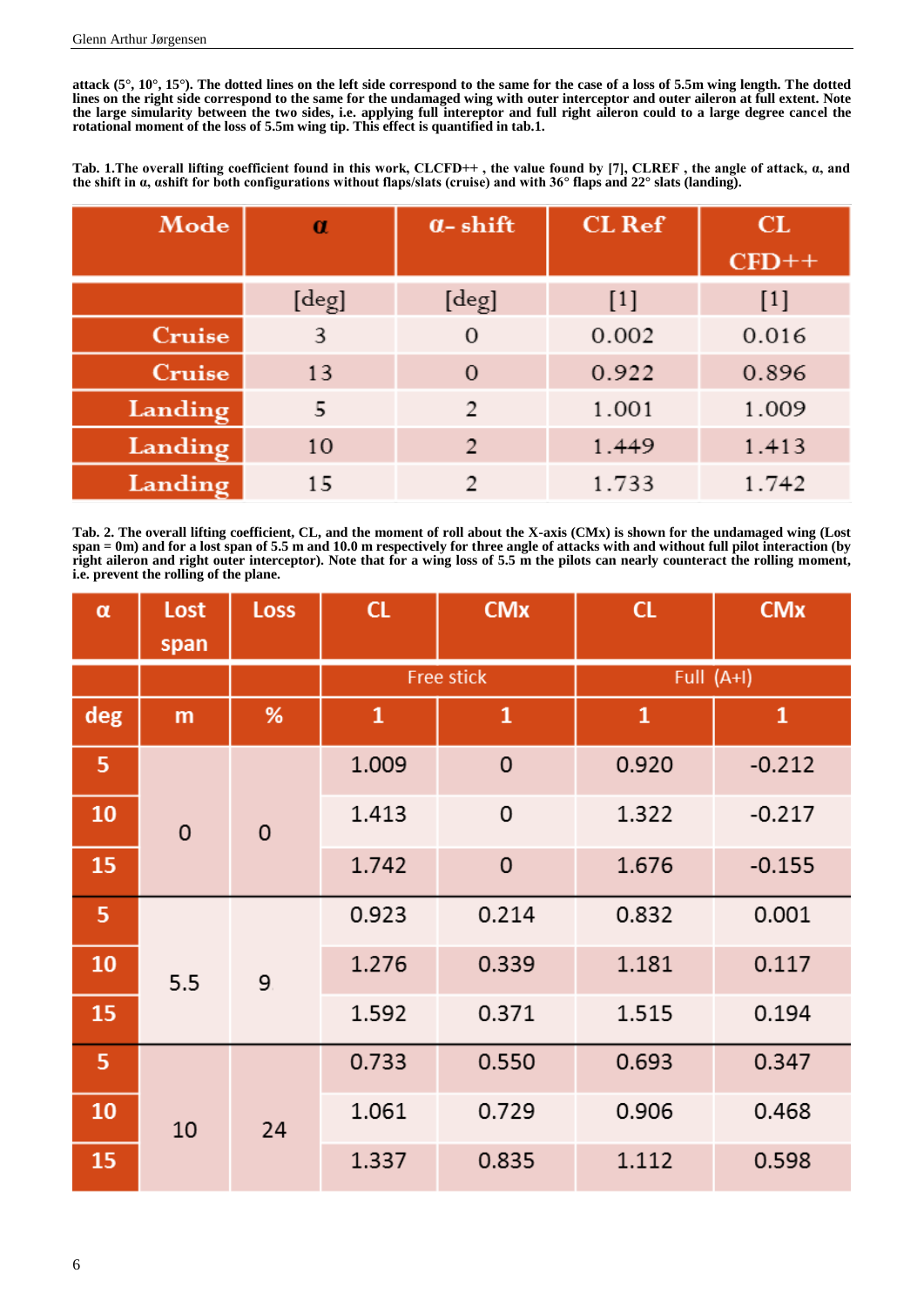**attack (5°, 10°, 15°). The dotted lines on the left side correspond to the same for the case of a loss of 5.5m wing length. The dotted lines on the right side correspond to the same for the undamaged wing with outer interceptor and outer aileron at full extent. Note the large simularity between the two sides, i.e. applying full interceptor and full right aileron could to a large degree cancel the rotational moment of the loss of 5.5m wing tip. This effect is quantified in tab.1.**

**Tab. 1.The overall lifting coefficient found in this work, CLCFD++ , the value found by [7], CLREF , the angle of attack, α, and the shift in α, αshift for both configurations without flaps/slats (cruise) and with 36° flaps and 22° slats (landing).**

| Mode | α | α- shift | CL Ref | CL CFD++ |
|---|---|---|---|---|
| | [deg] | [deg] | [1] | [1] |
| Cruise | 3 | 0 | 0.002 | 0.016 |
| Cruise | 13 | 0 | 0.922 | 0.896 |
| Landing | 5 | 2 | 1.001 | 1.009 |
| Landing | 10 | 2 | 1.449 | 1.413 |
| Landing | 15 | 2 | 1.733 | 1.742 |

**Tab. 2. The overall lifting coefficient, CL, and the moment of roll about the X-axis (CMx) is shown for the undamaged wing (Lost span = 0m) and for a lost span of 5.5 m and 10.0 m respectively for three angle of attacks with and without full pilot interaction (by right aileron and right outer interceptor). Note that for a wing loss of 5.5 m the pilots can nearly counteract the rolling moment, i.e. prevent the rolling of the plane.**

| α | Lost span | Loss | CL | CMx | CL | CMx |
|---|---|---|---|---|---|---|
| | | | Free stick | | Full (A+I) | |
| deg | m | % | 1 | 1 | 1 | 1 |
| 5 | 0 | 0 | 1.009 | 0 | 0.920 | -0.212 |
| 10 | | | 1.413 | 0 | 1.322 | -0.217 |
| 15 | | | 1.742 | 0 | 1.676 | -0.155 |
| 5 | 5.5 | 9 | 0.923 | 0.214 | 0.832 | 0.001 |
| 10 | | | 1.276 | 0.339 | 1.181 | 0.117 |
| 15 | | | 1.592 | 0.371 | 1.515 | 0.194 |
| 5 | 10 | 24 | 0.733 | 0.550 | 0.693 | 0.347 |
| 10 | | | 1.061 | 0.729 | 0.906 | 0.468 |
| 15 | | | 1.337 | 0.835 | 1.112 | 0.598 |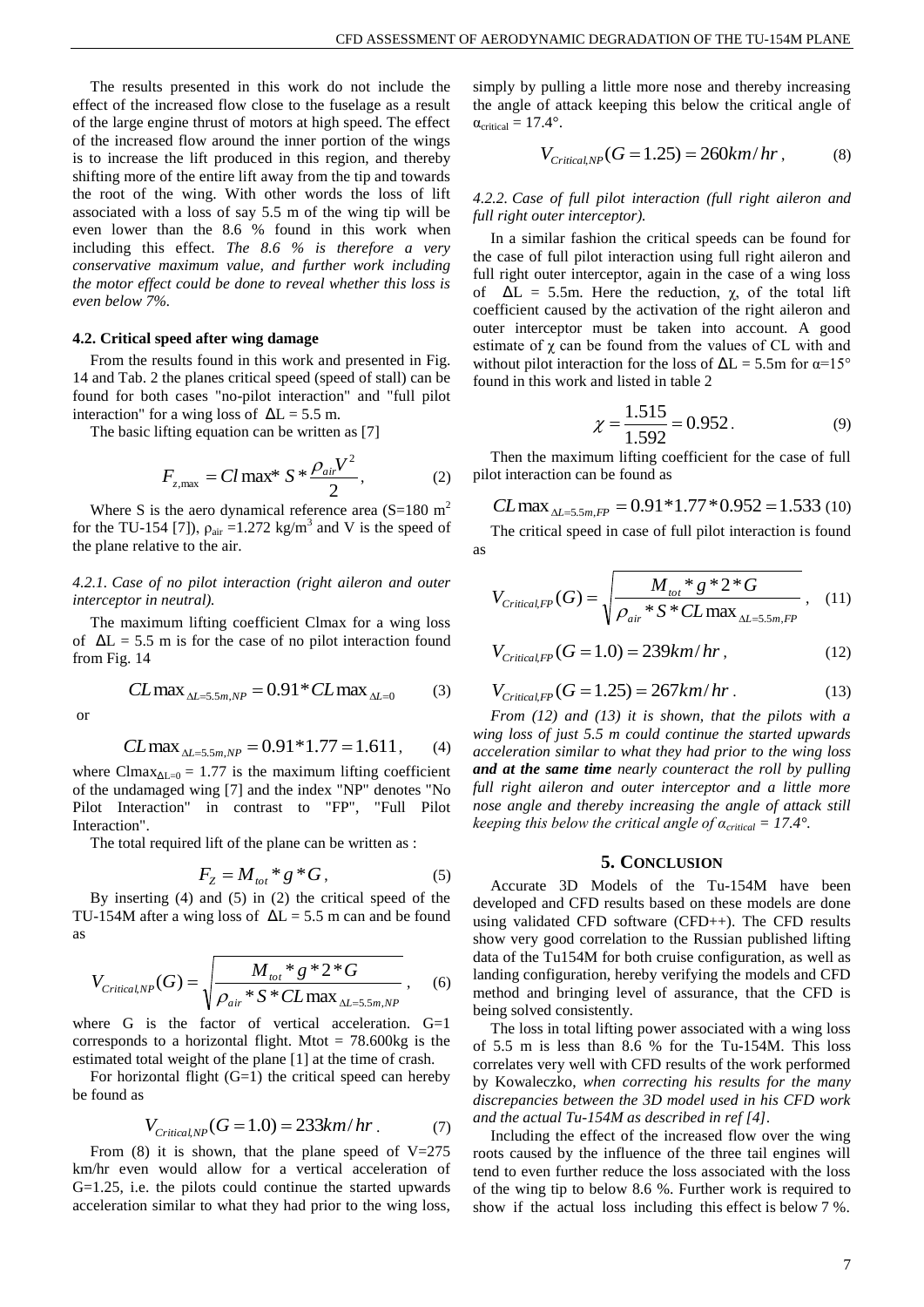The results presented in this work do not include the effect of the increased flow close to the fuselage as a result of the large engine thrust of motors at high speed. The effect of the increased flow around the inner portion of the wings is to increase the lift produced in this region, and thereby shifting more of the entire lift away from the tip and towards the root of the wing. With other words the loss of lift associated with a loss of say 5.5 m of the wing tip will be even lower than the 8.6 % found in this work when including this effect. *The 8.6 % is therefore a very conservative maximum value, and further work including the motor effect could be done to reveal whether this loss is even below 7%.*

### 4.2. Critical speed after wing damage

From the results found in this work and presented in Fig. 14 and Tab. 2 the planes critical speed (speed of stall) can be found for both cases "no-pilot interaction" and "full pilot interaction" for a wing loss of $\Delta L = 5.5$ m.

The basic lifting equation can be written as [7]

$$F_{z,\max} = Cl\max * S * \frac{\rho_{air}V^2}{2}, \quad (2)$$

Where S is the aero dynamical reference area (S=180 m$^2$ for the TU-154 [7]), $\rho_{air}$ =1.272 kg/m$^3$ and V is the speed of the plane relative to the air.

#### 4.2.1. *Case of no pilot interaction (right aileron and outer interceptor in neutral).*

The maximum lifting coefficient Clmax for a wing loss of $\Delta L = 5.5$ m is for the case of no pilot interaction found from Fig. 14

$$CL\max_{\Delta L=5.5m,NP} = 0.91 * CL\max_{\Delta L=0} \quad (3)$$

or

$$CL\max_{\Delta L=5.5m,NP} = 0.91 * 1.77 = 1.611, \quad (4)$$

where $\text{Clmax}_{\Delta L=0} = 1.77$ is the maximum lifting coefficient of the undamaged wing [7] and the index "NP" denotes "No Pilot Interaction" in contrast to "FP", "Full Pilot Interaction".

The total required lift of the plane can be written as :

$$F_Z = M_{tot} * g * G, \quad (5)$$

By inserting (4) and (5) in (2) the critical speed of the TU-154M after a wing loss of $\Delta L = 5.5$ m can and be found as

$$V_{Critical,NP}(G) = \sqrt{\frac{M_{tot} * g * 2 * G}{\rho_{air} * S * CL\max_{\Delta L=5.5m,NP}}}, \quad (6)$$

where G is the factor of vertical acceleration. G=1 corresponds to a horizontal flight. Mtot = 78.600kg is the estimated total weight of the plane [1] at the time of crash.

For horizontal flight (G=1) the critical speed can hereby be found as

$$V_{Critical,NP}(G = 1.0) = 233km/hr. \quad (7)$$

From (8) it is shown, that the plane speed of V=275 km/hr even would allow for a vertical acceleration of G=1.25, i.e. the pilots could continue the started upwards acceleration similar to what they had prior to the wing loss, simply by pulling a little more nose and thereby increasing the angle of attack keeping this below the critical angle of $\alpha_{critical} = 17.4°$.

$$V_{Critical,NP}(G = 1.25) = 260km/hr, \quad (8)$$

#### 4.2.2. *Case of full pilot interaction (full right aileron and full right outer interceptor).*

In a similar fashion the critical speeds can be found for the case of full pilot interaction using full right aileron and full right outer interceptor, again in the case of a wing loss of $\Delta L = 5.5$m. Here the reduction, $\chi$, of the total lift coefficient caused by the activation of the right aileron and outer interceptor must be taken into account. A good estimate of $\chi$ can be found from the values of CL with and without pilot interaction for the loss of $\Delta L = 5.5$m for $\alpha$=15° found in this work and listed in table 2

$$\chi = \frac{1.515}{1.592} = 0.952. \quad (9)$$

Then the maximum lifting coefficient for the case of full pilot interaction can be found as

$$CL\max_{\Delta L=5.5m,FP} = 0.91 * 1.77 * 0.952 = 1.533 \quad (10)$$

The critical speed in case of full pilot interaction is found as

$$V_{Critical,FP}(G) = \sqrt{\frac{M_{tot} * g * 2 * G}{\rho_{air} * S * CL\max_{\Delta L=5.5m,FP}}}, \quad (11)$$

$$V_{Critical,FP}(G = 1.0) = 239km/hr, \quad (12)$$

$$V_{Critical,FP}(G = 1.25) = 267km/hr. \quad (13)$$

*From (12) and (13) it is shown, that the pilots with a wing loss of just 5.5 m could continue the started upwards acceleration similar to what they had prior to the wing loss **and at the same time** nearly counteract the roll by pulling full right aileron and outer interceptor and a little more nose angle and thereby increasing the angle of attack still keeping this below the critical angle of $\alpha_{critical} = 17.4°$.*

## 5. Conclusion

Accurate 3D Models of the Tu-154M have been developed and CFD results based on these models are done using validated CFD software (CFD++). The CFD results show very good correlation to the Russian published lifting data of the Tu154M for both cruise configuration, as well as landing configuration, hereby verifying the models and CFD method and bringing level of assurance, that the CFD is being solved consistently.

The loss in total lifting power associated with a wing loss of 5.5 m is less than 8.6 % for the Tu-154M. This loss correlates very well with CFD results of the work performed by Kowaleczko, *when correcting his results for the many discrepancies between the 3D model used in his CFD work and the actual Tu-154M as described in ref [4]*.

Including the effect of the increased flow over the wing roots caused by the influence of the three tail engines will tend to even further reduce the loss associated with the loss of the wing tip to below 8.6 %. Further work is required to show if the actual loss including this effect is below 7 %.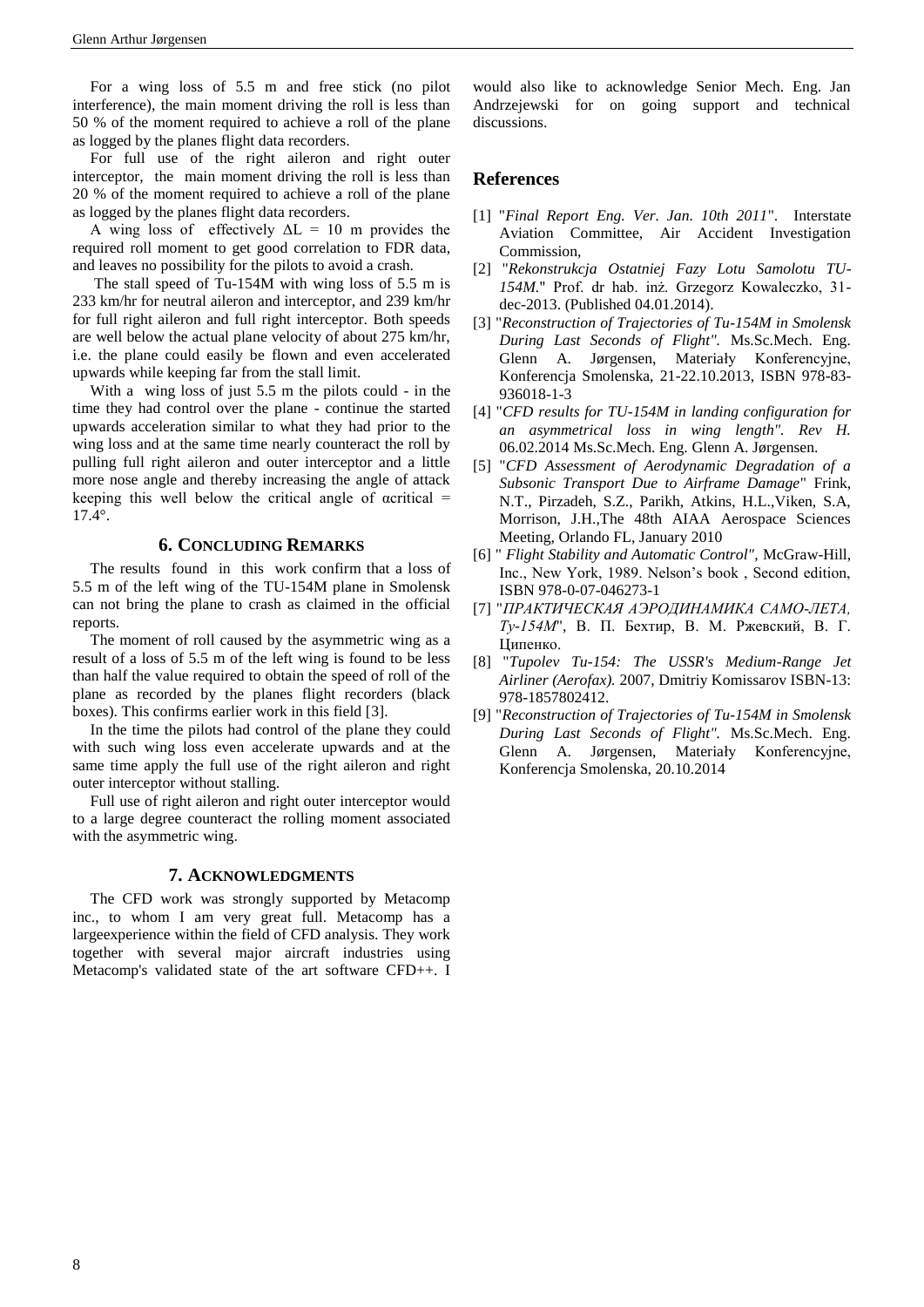For a wing loss of 5.5 m and free stick (no pilot interference), the main moment driving the roll is less than 50 % of the moment required to achieve a roll of the plane as logged by the planes flight data recorders.

For full use of the right aileron and right outer interceptor, the main moment driving the roll is less than 20 % of the moment required to achieve a roll of the plane as logged by the planes flight data recorders.

A wing loss of effectively $\Delta L = 10$ m provides the required roll moment to get good correlation to FDR data, and leaves no possibility for the pilots to avoid a crash.

The stall speed of Tu-154M with wing loss of 5.5 m is 233 km/hr for neutral aileron and interceptor, and 239 km/hr for full right aileron and full right interceptor. Both speeds are well below the actual plane velocity of about 275 km/hr, i.e. the plane could easily be flown and even accelerated upwards while keeping far from the stall limit.

With a wing loss of just 5.5 m the pilots could - in the time they had control over the plane - continue the started upwards acceleration similar to what they had prior to the wing loss and at the same time nearly counteract the roll by pulling full right aileron and outer interceptor and a little more nose angle and thereby increasing the angle of attack keeping this well below the critical angle of $\alpha_{critical} = 17.4°$.

## 6. Concluding Remarks

The results found in this work confirm that a loss of 5.5 m of the left wing of the TU-154M plane in Smolensk can not bring the plane to crash as claimed in the official reports.

The moment of roll caused by the asymmetric wing as a result of a loss of 5.5 m of the left wing is found to be less than half the value required to obtain the speed of roll of the plane as recorded by the planes flight recorders (black boxes). This confirms earlier work in this field [3].

In the time the pilots had control of the plane they could with such wing loss even accelerate upwards and at the same time apply the full use of the right aileron and right outer interceptor without stalling.

Full use of right aileron and right outer interceptor would to a large degree counteract the rolling moment associated with the asymmetric wing.

## 7. Acknowledgments

The CFD work was strongly supported by Metacomp inc., to whom I am very great full. Metacomp has a largeexperience within the field of CFD analysis. They work together with several major aircraft industries using Metacomp's validated state of the art software CFD++. I would also like to acknowledge Senior Mech. Eng. Jan Andrzejewski for on going support and technical discussions.

## References

[1] "*Final Report Eng. Ver. Jan. 10th 2011*". Interstate Aviation Committee, Air Accident Investigation Commission,

[2] "*Rekonstrukcja Ostatniej Fazy Lotu Samolotu TU-154M.*" Prof. dr hab. inż. Grzegorz Kowaleczko, 31-dec-2013. (Published 04.01.2014).

[3] "*Reconstruction of Trajectories of Tu-154M in Smolensk During Last Seconds of Flight".* Ms.Sc.Mech. Eng. Glenn A. Jørgensen, Materiały Konferencyjne, Konferencja Smolenska, 21-22.10.2013, ISBN 978-83-936018-1-3

[4] "*CFD results for TU-154M in landing configuration for an asymmetrical loss in wing length". Rev H.* 06.02.2014 Ms.Sc.Mech. Eng. Glenn A. Jørgensen.

[5] "*CFD Assessment of Aerodynamic Degradation of a Subsonic Transport Due to Airframe Damage*" Frink, N.T., Pirzadeh, S.Z., Parikh, Atkins, H.L.,Viken, S.A, Morrison, J.H.,The 48th AIAA Aerospace Sciences Meeting, Orlando FL, January 2010

[6] " *Flight Stability and Automatic Control",* McGraw-Hill, Inc., New York, 1989. Nelson's book , Second edition, ISBN 978-0-07-046273-1

[7] "*ПРАКТИЧЕСКАЯ АЭРОДИНАМИКА САМО-ЛЕТА, Ту-154М*", В. П. Бехтир, В. М. Ржевский, В. Г. Ципенко.

[8] "*Tupolev Tu-154: The USSR's Medium-Range Jet Airliner (Aerofax).* 2007, Dmitriy Komissarov ISBN-13: 978-1857802412.

[9] "*Reconstruction of Trajectories of Tu-154M in Smolensk During Last Seconds of Flight".* Ms.Sc.Mech. Eng. Glenn A. Jørgensen, Materiały Konferencyjne, Konferencja Smolenska, 20.10.2014